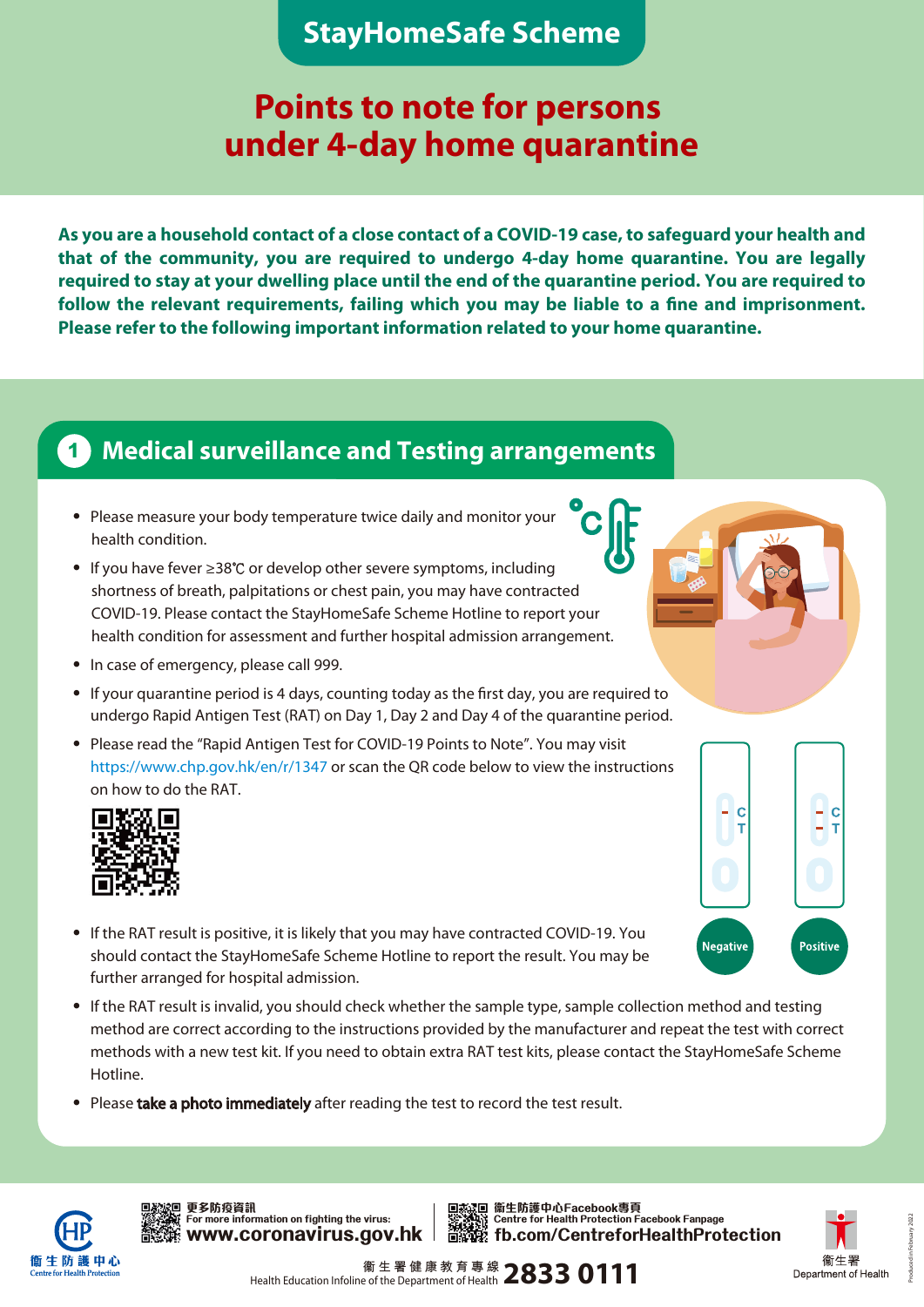# StayHomeSafe Scheme

## Points to note for persons under 4-day home quarantine

**As you are a household contact of a close contact of a COVID-19 case, to safeguard your health and that of the community, you are required to undergo 4-day home quarantine. You are legally required to stay at your dwelling place until the end of the quarantine period. You are required to follow the relevant requirements, failing which you may be liable to a fine and imprisonment. Please refer to the following important information related to your home quarantine.**

## 1 Medical surveillance and Testing arrangements

- Please measure your body temperature twice daily and monitor your health condition.
- If you have fever ≥38℃ or develop other severe symptoms, including shortness of breath, palpitations or chest pain, you may have contracted COVID-19. Please contact the StayHomeSafe Scheme Hotline to report your health condition for assessment and further hospital admission arrangement.
- In case of emergency, please call 999.
- If your quarantine period is 4 days, counting today as the first day, you are required to undergo Rapid Antigen Test (RAT) on Day 1, Day 2 and Day 4 of the quarantine period.
- Please read the "Rapid Antigen Test for COVID-19 Points to Note". You may visit https://www.chp.gov.hk/en/r/1347 or scan the QR code below to view the instructions on how to do the RAT.
- If the RAT result is positive, it is likely that you may have contracted COVID-19. You should contact the StayHomeSafe Scheme Hotline to report the result. You may be further arranged for hospital admission.
- If the RAT result is invalid, you should check whether the sample type, sample collection method and testing method are correct according to the instructions provided by the manufacturer and repeat the test with correct methods with a new test kit. If you need to obtain extra RAT test kits, please contact the StayHomeSafe Scheme Hotline.
- Please **take a photo immediately** after reading the test to record the test result.

Negative | Positive

更多防疫資訊 For more information on fighting the virus: www.coronavirus.gov.hk

衞生防護中心Facebook專頁 Centre for Health Protection Facebook Fanpage fb.com/CentreforHealthProtection

衞生署健康教育專線 Health Education Infoline of the Department of Health 2833 0111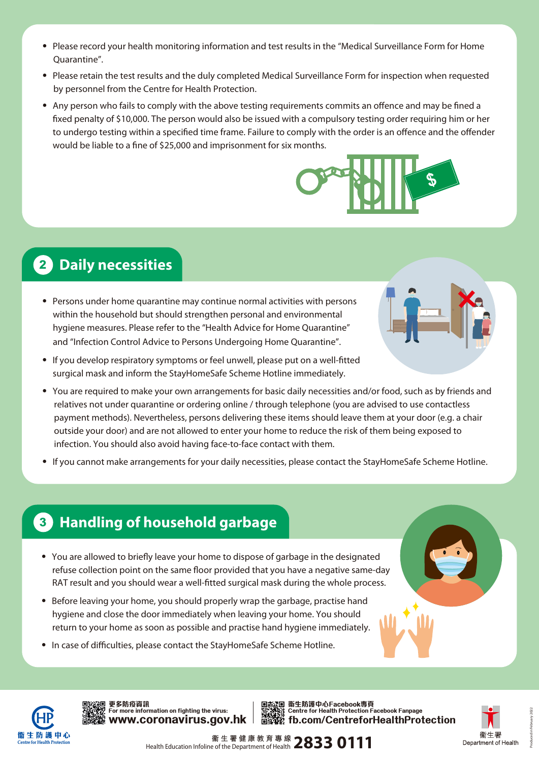- Please record your health monitoring information and test results in the "Medical Surveillance Form for Home Quarantine".
- Please retain the test results and the duly completed Medical Surveillance Form for inspection when requested by personnel from the Centre for Health Protection.
- Any person who fails to comply with the above testing requirements commits an offence and may be fined a fixed penalty of $10,000. The person would also be issued with a compulsory testing order requiring him or her to undergo testing within a specified time frame. Failure to comply with the order is an offence and the offender would be liable to a fine of $25,000 and imprisonment for six months.

## 2 Daily necessities

- Persons under home quarantine may continue normal activities with persons within the household but should strengthen personal and environmental hygiene measures. Please refer to the "Health Advice for Home Quarantine" and "Infection Control Advice to Persons Undergoing Home Quarantine".
- If you develop respiratory symptoms or feel unwell, please put on a well-fitted surgical mask and inform the StayHomeSafe Scheme Hotline immediately.
- You are required to make your own arrangements for basic daily necessities and/or food, such as by friends and relatives not under quarantine or ordering online / through telephone (you are advised to use contactless payment methods). Nevertheless, persons delivering these items should leave them at your door (e.g. a chair outside your door) and are not allowed to enter your home to reduce the risk of them being exposed to infection. You should also avoid having face-to-face contact with them.
- If you cannot make arrangements for your daily necessities, please contact the StayHomeSafe Scheme Hotline.

## 3 Handling of household garbage

- You are allowed to briefly leave your home to dispose of garbage in the designated refuse collection point on the same floor provided that you have a negative same-day RAT result and you should wear a well-fitted surgical mask during the whole process.
- Before leaving your home, you should properly wrap the garbage, practise hand hygiene and close the door immediately when leaving your home. You should return to your home as soon as possible and practise hand hygiene immediately.
- In case of difficulties, please contact the StayHomeSafe Scheme Hotline.

衞生防護中心 Centre for Health Protection

更多防疫資訊 For more information on fighting the virus: **www.coronavirus.gov.hk**

衞生防護中心Facebook專頁 Centre for Health Protection Facebook Fanpage **fb.com/CentreforHealthProtection**

衞生署健康教育專線 Health Education Infoline of the Department of Health **2833 0111**

衞生署 Department of Health

Produced in February 2022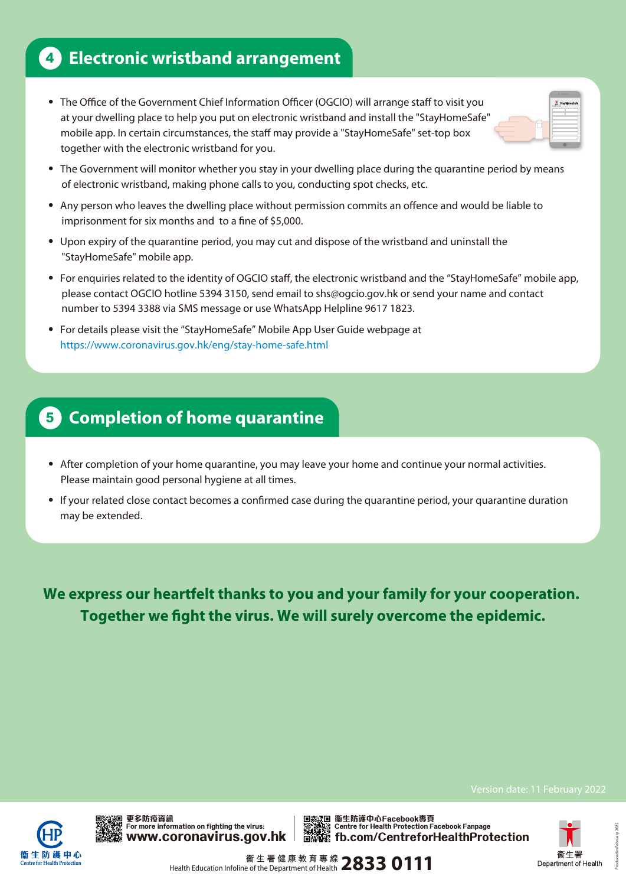## 4 Electronic wristband arrangement

- The Office of the Government Chief Information Officer (OGCIO) will arrange staff to visit you at your dwelling place to help you put on electronic wristband and install the "StayHomeSafe" mobile app. In certain circumstances, the staff may provide a "StayHomeSafe" set-top box together with the electronic wristband for you.
- The Government will monitor whether you stay in your dwelling place during the quarantine period by means of electronic wristband, making phone calls to you, conducting spot checks, etc.
- Any person who leaves the dwelling place without permission commits an offence and would be liable to imprisonment for six months and to a fine of $5,000.
- Upon expiry of the quarantine period, you may cut and dispose of the wristband and uninstall the "StayHomeSafe" mobile app.
- For enquiries related to the identity of OGCIO staff, the electronic wristband and the “StayHomeSafe” mobile app, please contact OGCIO hotline 5394 3150, send email to shs@ogcio.gov.hk or send your name and contact number to 5394 3388 via SMS message or use WhatsApp Helpline 9617 1823.
- For details please visit the “StayHomeSafe” Mobile App User Guide webpage at https://www.coronavirus.gov.hk/eng/stay-home-safe.html

## 5 Completion of home quarantine

- After completion of your home quarantine, you may leave your home and continue your normal activities. Please maintain good personal hygiene at all times.
- If your related close contact becomes a confirmed case during the quarantine period, your quarantine duration may be extended.

**We express our heartfelt thanks to you and your family for your cooperation.
Together we fight the virus. We will surely overcome the epidemic.**

Version date: 11 February 2022

更多防疫資訊
For more information on fighting the virus:
www.coronavirus.gov.hk

衞生防護中心Facebook專頁
Centre for Health Protection Facebook Fanpage
fb.com/CentreforHealthProtection

衞生署健康教育專線
Health Education Infoline of the Department of Health 2833 0111

衞生防護中心 Centre for Health Protection

衞生署 Department of Health